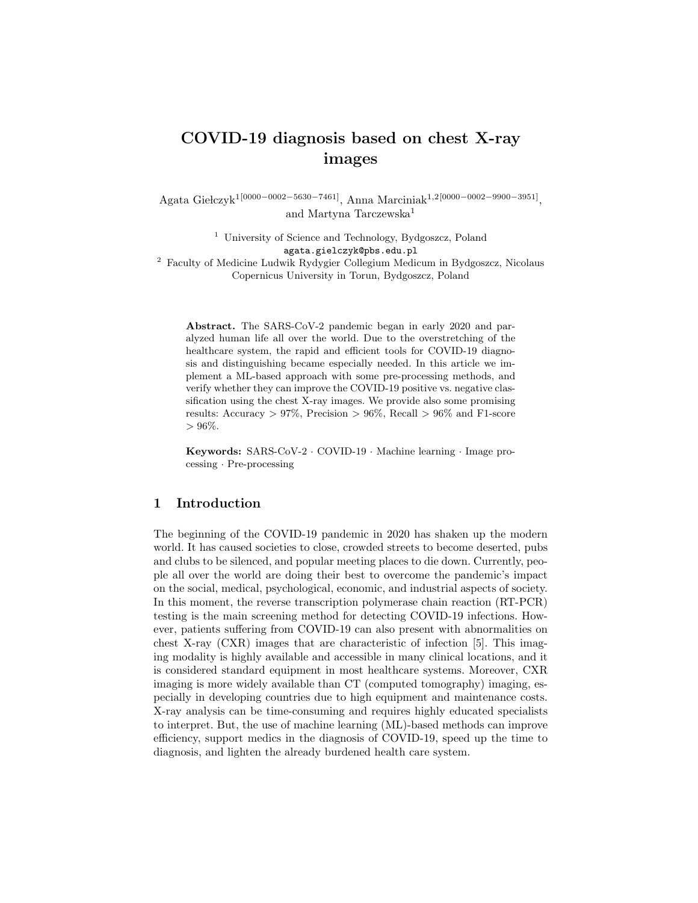# COVID-19 diagnosis based on chest X-ray images

Agata Giełczyk[1[0000−0002−5630−7461]], Anna Marciniak[1,2[0000−0002−9900−3951]], and Martyna Tarczewska[1]

[1] University of Science and Technology, Bydgoszcz, Poland
agata.gielczyk@pbs.edu.pl

[2] Faculty of Medicine Ludwik Rydygier Collegium Medicum in Bydgoszcz, Nicolaus Copernicus University in Torun, Bydgoszcz, Poland

**Abstract.** The SARS-CoV-2 pandemic began in early 2020 and paralyzed human life all over the world. Due to the overstretching of the healthcare system, the rapid and efficient tools for COVID-19 diagnosis and distinguishing became especially needed. In this article we implement a ML-based approach with some pre-processing methods, and verify whether they can improve the COVID-19 positive vs. negative classification using the chest X-ray images. We provide also some promising results: Accuracy > 97%, Precision > 96%, Recall > 96% and F1-score > 96%.

**Keywords:** SARS-CoV-2 · COVID-19 · Machine learning · Image processing · Pre-processing

## 1 Introduction

The beginning of the COVID-19 pandemic in 2020 has shaken up the modern world. It has caused societies to close, crowded streets to become deserted, pubs and clubs to be silenced, and popular meeting places to die down. Currently, people all over the world are doing their best to overcome the pandemic's impact on the social, medical, psychological, economic, and industrial aspects of society. In this moment, the reverse transcription polymerase chain reaction (RT-PCR) testing is the main screening method for detecting COVID-19 infections. However, patients suffering from COVID-19 can also present with abnormalities on chest X-ray (CXR) images that are characteristic of infection [5]. This imaging modality is highly available and accessible in many clinical locations, and it is considered standard equipment in most healthcare systems. Moreover, CXR imaging is more widely available than CT (computed tomography) imaging, especially in developing countries due to high equipment and maintenance costs. X-ray analysis can be time-consuming and requires highly educated specialists to interpret. But, the use of machine learning (ML)-based methods can improve efficiency, support medics in the diagnosis of COVID-19, speed up the time to diagnosis, and lighten the already burdened health care system.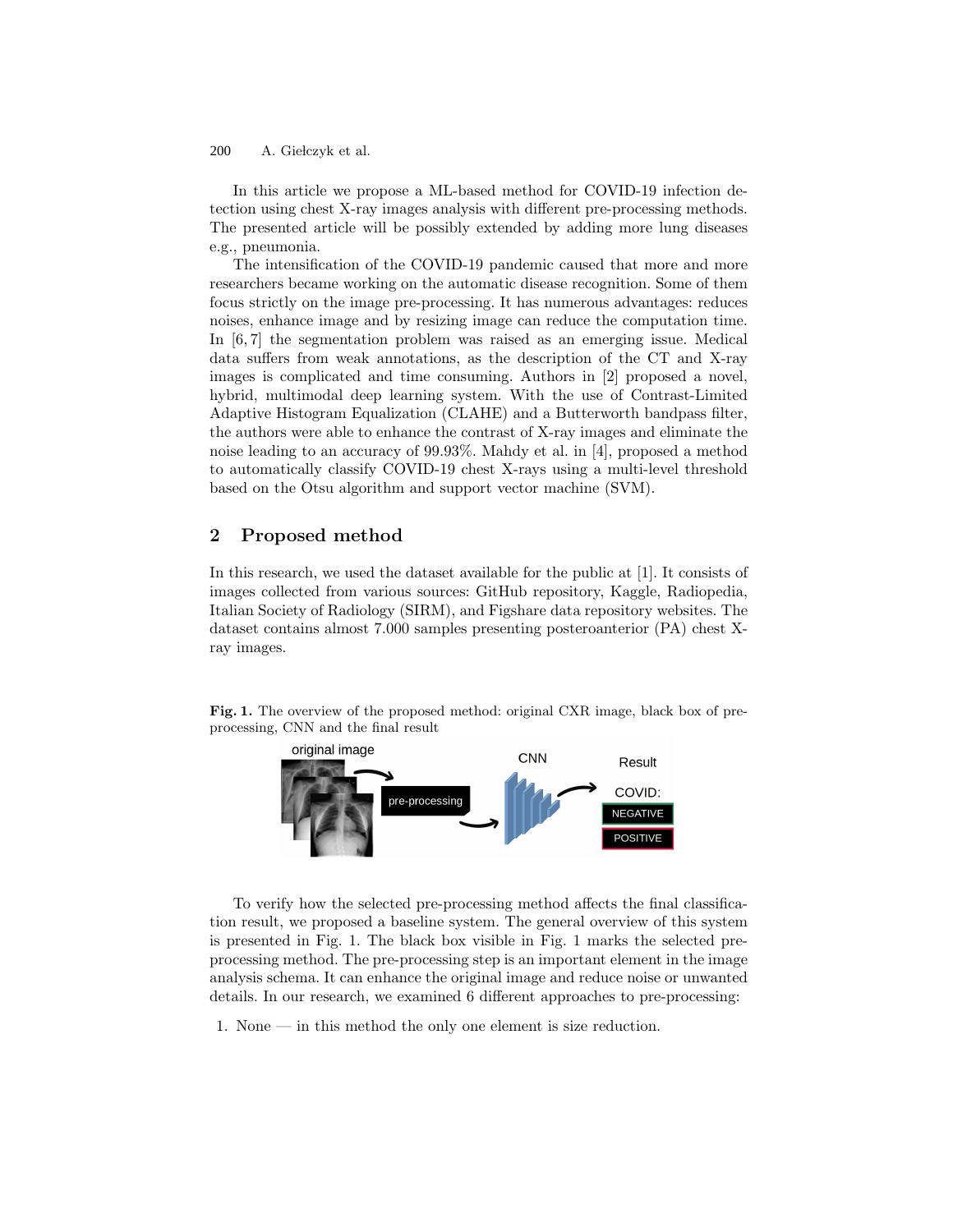In this article we propose a ML-based method for COVID-19 infection detection using chest X-ray images analysis with different pre-processing methods. The presented article will be possibly extended by adding more lung diseases e.g., pneumonia.

The intensification of the COVID-19 pandemic caused that more and more researchers became working on the automatic disease recognition. Some of them focus strictly on the image pre-processing. It has numerous advantages: reduces noises, enhance image and by resizing image can reduce the computation time. In [6, 7] the segmentation problem was raised as an emerging issue. Medical data suffers from weak annotations, as the description of the CT and X-ray images is complicated and time consuming. Authors in [2] proposed a novel, hybrid, multimodal deep learning system. With the use of Contrast-Limited Adaptive Histogram Equalization (CLAHE) and a Butterworth bandpass filter, the authors were able to enhance the contrast of X-ray images and eliminate the noise leading to an accuracy of 99.93%. Mahdy et al. in [4], proposed a method to automatically classify COVID-19 chest X-rays using a multi-level threshold based on the Otsu algorithm and support vector machine (SVM).

## 2 Proposed method

In this research, we used the dataset available for the public at [1]. It consists of images collected from various sources: GitHub repository, Kaggle, Radiopedia, Italian Society of Radiology (SIRM), and Figshare data repository websites. The dataset contains almost 7.000 samples presenting posteroanterior (PA) chest X-ray images.

**Fig. 1.** The overview of the proposed method: original CXR image, black box of pre-processing, CNN and the final result

To verify how the selected pre-processing method affects the final classification result, we proposed a baseline system. The general overview of this system is presented in Fig. 1. The black box visible in Fig. 1 marks the selected pre-processing method. The pre-processing step is an important element in the image analysis schema. It can enhance the original image and reduce noise or unwanted details. In our research, we examined 6 different approaches to pre-processing:

1. None — in this method the only one element is size reduction.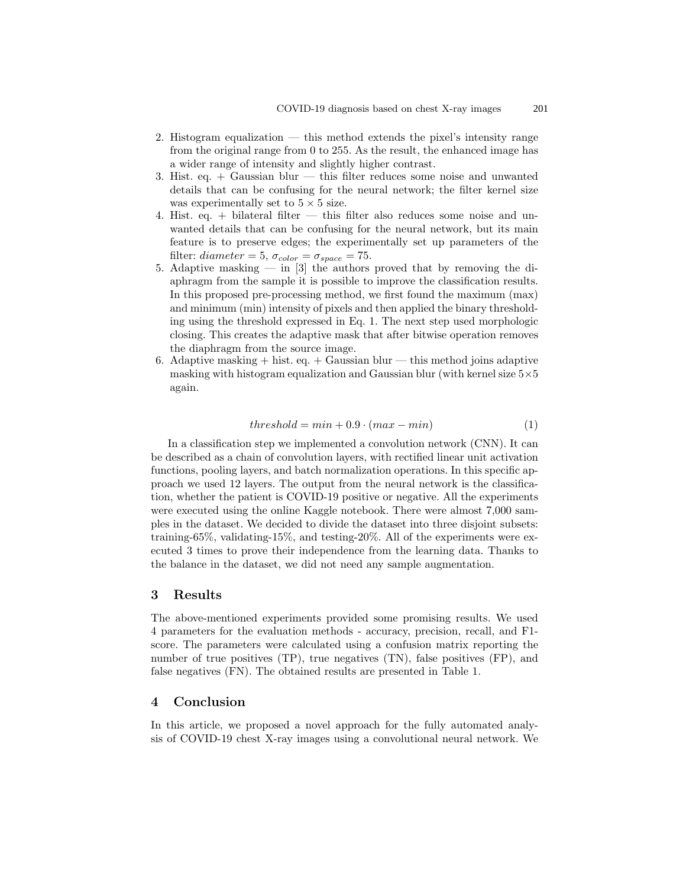2. Histogram equalization — this method extends the pixel's intensity range from the original range from 0 to 255. As the result, the enhanced image has a wider range of intensity and slightly higher contrast.
3. Hist. eq. + Gaussian blur — this filter reduces some noise and unwanted details that can be confusing for the neural network; the filter kernel size was experimentally set to $5 \times 5$ size.
4. Hist. eq. + bilateral filter — this filter also reduces some noise and unwanted details that can be confusing for the neural network, but its main feature is to preserve edges; the experimentally set up parameters of the filter: $diameter = 5$, $\sigma_{color} = \sigma_{space} = 75$.
5. Adaptive masking — in [3] the authors proved that by removing the diaphragm from the sample it is possible to improve the classification results. In this proposed pre-processing method, we first found the maximum (max) and minimum (min) intensity of pixels and then applied the binary thresholding using the threshold expressed in Eq. 1. The next step used morphologic closing. This creates the adaptive mask that after bitwise operation removes the diaphragm from the source image.
6. Adaptive masking + hist. eq. + Gaussian blur — this method joins adaptive masking with histogram equalization and Gaussian blur (with kernel size $5 \times 5$ again.

$$threshold = min + 0.9 \cdot (max - min) \tag{1}$$

In a classification step we implemented a convolution network (CNN). It can be described as a chain of convolution layers, with rectified linear unit activation functions, pooling layers, and batch normalization operations. In this specific approach we used 12 layers. The output from the neural network is the classification, whether the patient is COVID-19 positive or negative. All the experiments were executed using the online Kaggle notebook. There were almost 7,000 samples in the dataset. We decided to divide the dataset into three disjoint subsets: training-65%, validating-15%, and testing-20%. All of the experiments were executed 3 times to prove their independence from the learning data. Thanks to the balance in the dataset, we did not need any sample augmentation.

## 3 Results

The above-mentioned experiments provided some promising results. We used 4 parameters for the evaluation methods - accuracy, precision, recall, and F1-score. The parameters were calculated using a confusion matrix reporting the number of true positives (TP), true negatives (TN), false positives (FP), and false negatives (FN). The obtained results are presented in Table 1.

## 4 Conclusion

In this article, we proposed a novel approach for the fully automated analysis of COVID-19 chest X-ray images using a convolutional neural network. We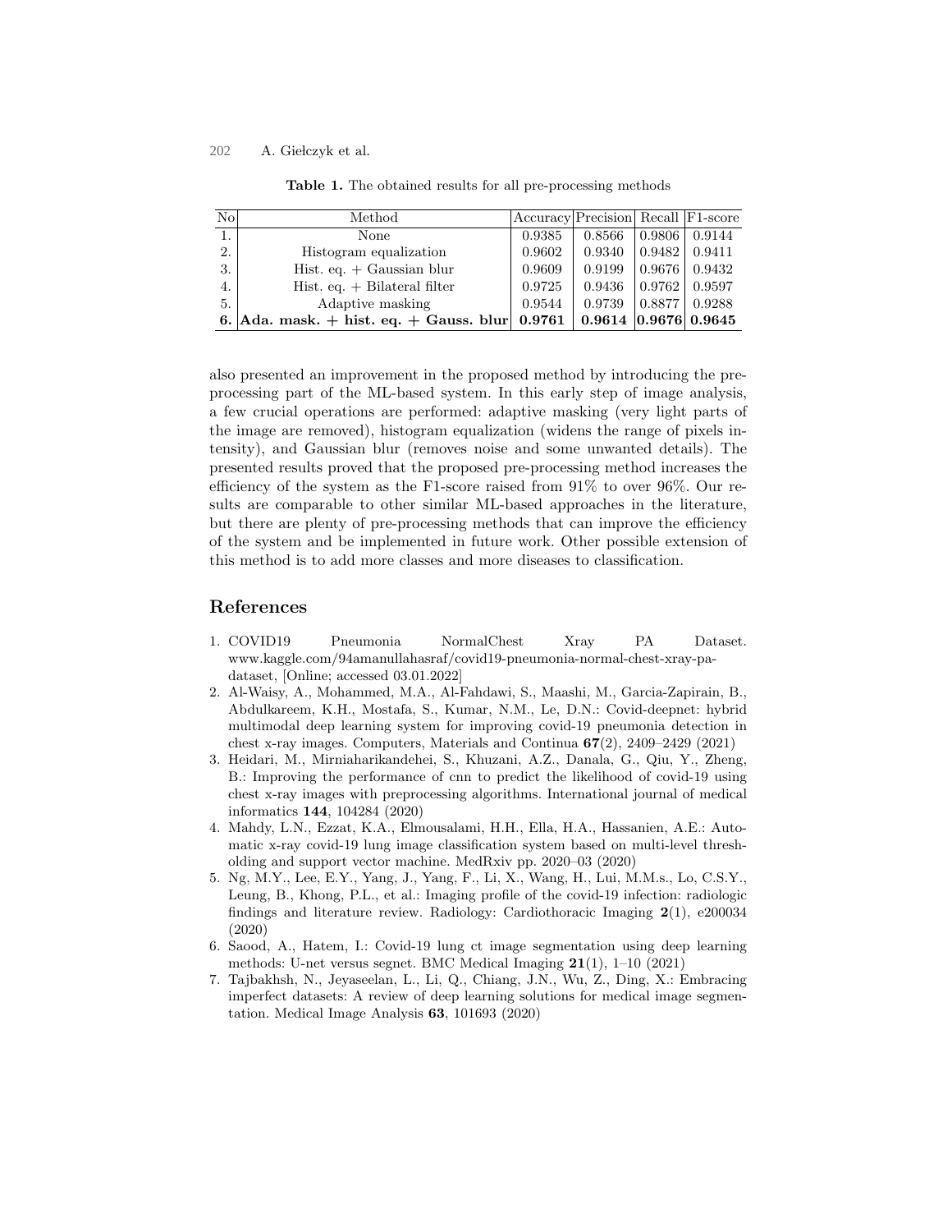**Table 1.** The obtained results for all pre-processing methods

| No | Method | Accuracy | Precision | Recall | F1-score |
|---|---|---|---|---|---|
| 1. | None | 0.9385 | 0.8566 | 0.9806 | 0.9144 |
| 2. | Histogram equalization | 0.9602 | 0.9340 | 0.9482 | 0.9411 |
| 3. | Hist. eq. + Gaussian blur | 0.9609 | 0.9199 | 0.9676 | 0.9432 |
| 4. | Hist. eq. + Bilateral filter | 0.9725 | 0.9436 | 0.9762 | 0.9597 |
| 5. | Adaptive masking | 0.9544 | 0.9739 | 0.8877 | 0.9288 |
| **6.** | **Ada. mask. + hist. eq. + Gauss. blur** | **0.9761** | **0.9614** | **0.9676** | **0.9645** |

also presented an improvement in the proposed method by introducing the pre-processing part of the ML-based system. In this early step of image analysis, a few crucial operations are performed: adaptive masking (very light parts of the image are removed), histogram equalization (widens the range of pixels intensity), and Gaussian blur (removes noise and some unwanted details). The presented results proved that the proposed pre-processing method increases the efficiency of the system as the F1-score raised from 91% to over 96%. Our results are comparable to other similar ML-based approaches in the literature, but there are plenty of pre-processing methods that can improve the efficiency of the system and be implemented in future work. Other possible extension of this method is to add more classes and more diseases to classification.

## References

1. COVID19 Pneumonia NormalChest Xray PA Dataset. www.kaggle.com/94amanullahasraf/covid19-pneumonia-normal-chest-xray-pa-dataset, [Online; accessed 03.01.2022]
2. Al-Waisy, A., Mohammed, M.A., Al-Fahdawi, S., Maashi, M., Garcia-Zapirain, B., Abdulkareem, K.H., Mostafa, S., Kumar, N.M., Le, D.N.: Covid-deepnet: hybrid multimodal deep learning system for improving covid-19 pneumonia detection in chest x-ray images. Computers, Materials and Continua **67**(2), 2409–2429 (2021)
3. Heidari, M., Mirniaharikandehei, S., Khuzani, A.Z., Danala, G., Qiu, Y., Zheng, B.: Improving the performance of cnn to predict the likelihood of covid-19 using chest x-ray images with preprocessing algorithms. International journal of medical informatics **144**, 104284 (2020)
4. Mahdy, L.N., Ezzat, K.A., Elmousalami, H.H., Ella, H.A., Hassanien, A.E.: Automatic x-ray covid-19 lung image classification system based on multi-level thresholding and support vector machine. MedRxiv pp. 2020–03 (2020)
5. Ng, M.Y., Lee, E.Y., Yang, J., Yang, F., Li, X., Wang, H., Lui, M.M.s., Lo, C.S.Y., Leung, B., Khong, P.L., et al.: Imaging profile of the covid-19 infection: radiologic findings and literature review. Radiology: Cardiothoracic Imaging **2**(1), e200034 (2020)
6. Saood, A., Hatem, I.: Covid-19 lung ct image segmentation using deep learning methods: U-net versus segnet. BMC Medical Imaging **21**(1), 1–10 (2021)
7. Tajbakhsh, N., Jeyaseelan, L., Li, Q., Chiang, J.N., Wu, Z., Ding, X.: Embracing imperfect datasets: A review of deep learning solutions for medical image segmentation. Medical Image Analysis **63**, 101693 (2020)